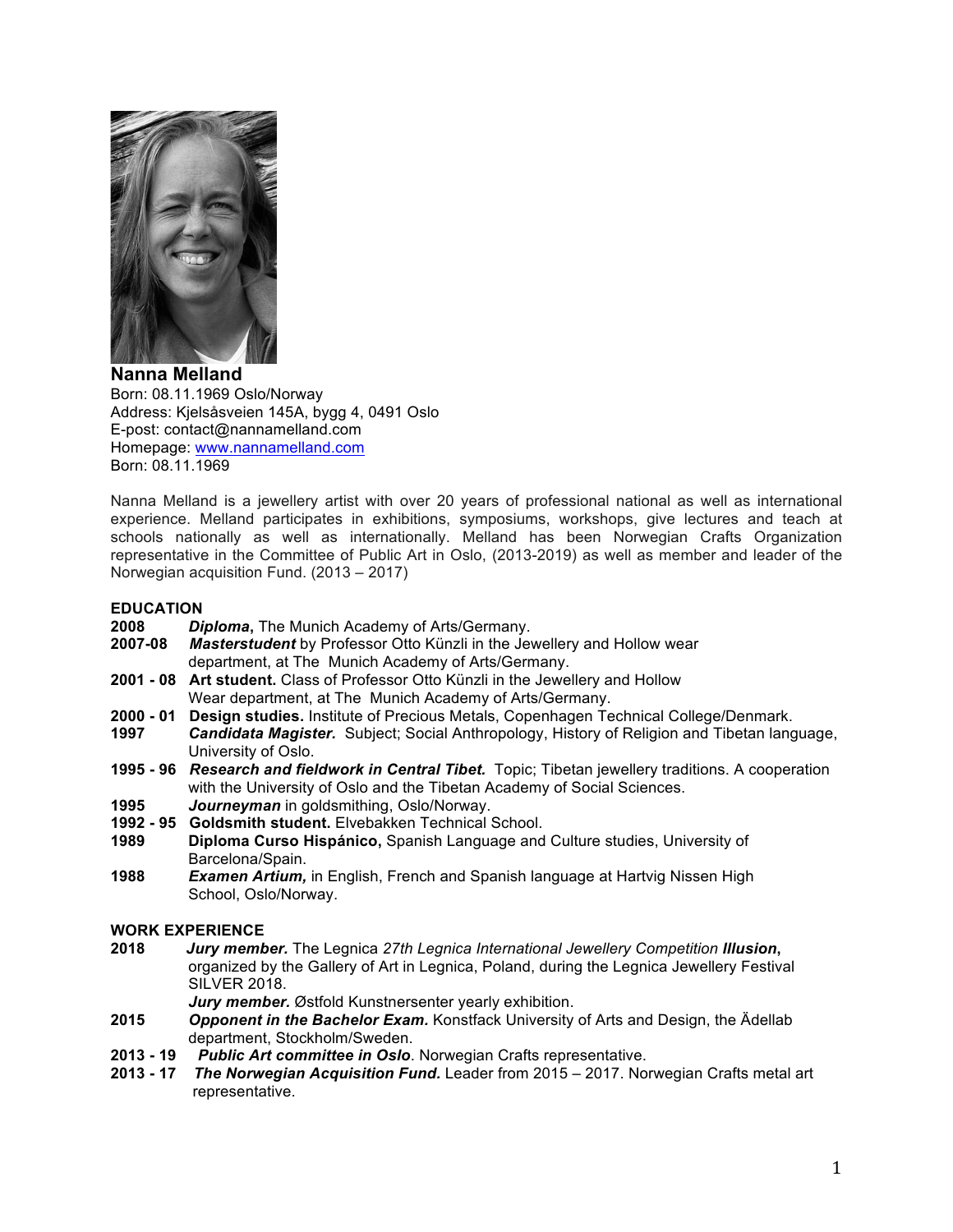# Nanna Melland

Born: 08.11.1969 Oslo/Norway
Address: Kjelsåsveien 145A, bygg 4, 0491 Oslo
E-post: contact@nannamelland.com
Homepage: www.nannamelland.com
Born: 08.11.1969

Nanna Melland is a jewellery artist with over 20 years of professional national as well as international experience. Melland participates in exhibitions, symposiums, workshops, give lectures and teach at schools nationally as well as internationally. Melland has been Norwegian Crafts Organization representative in the Committee of Public Art in Oslo, (2013-2019) as well as member and leader of the Norwegian acquisition Fund. (2013 – 2017)

## EDUCATION

**2008** ***Diploma*, **The Munich Academy of Arts/Germany.

**2007-08** ***Masterstudent*** by Professor Otto Künzli in the Jewellery and Hollow wear department, at The Munich Academy of Arts/Germany.

**2001 - 08** **Art student.** Class of Professor Otto Künzli in the Jewellery and Hollow Wear department, at The Munich Academy of Arts/Germany.

**2000 - 01** **Design studies.** Institute of Precious Metals, Copenhagen Technical College/Denmark.

**1997** ***Candidata Magister.*** Subject; Social Anthropology, History of Religion and Tibetan language, University of Oslo.

**1995 - 96** ***Research and fieldwork in Central Tibet.*** Topic; Tibetan jewellery traditions. A cooperation with the University of Oslo and the Tibetan Academy of Social Sciences.

**1995** ***Journeyman*** in goldsmithing, Oslo/Norway.

**1992 - 95** **Goldsmith student.** Elvebakken Technical School.

**1989** **Diploma Curso Hispánico,** Spanish Language and Culture studies, University of Barcelona/Spain.

**1988** ***Examen Artium,*** in English, French and Spanish language at Hartvig Nissen High School, Oslo/Norway.

## WORK EXPERIENCE

**2018** ***Jury member.*** The Legnica *27th Legnica International Jewellery Competition* ***Illusion*****,** organized by the Gallery of Art in Legnica, Poland, during the Legnica Jewellery Festival SILVER 2018.

***Jury member.*** Østfold Kunstnersenter yearly exhibition.

**2015** ***Opponent in the Bachelor Exam.*** Konstfack University of Arts and Design, the Ädellab department, Stockholm/Sweden.

**2013 - 19** ***Public Art committee in Oslo***. Norwegian Crafts representative.

**2013 - 17** ***The Norwegian Acquisition Fund.*** Leader from 2015 – 2017. Norwegian Crafts metal art representative.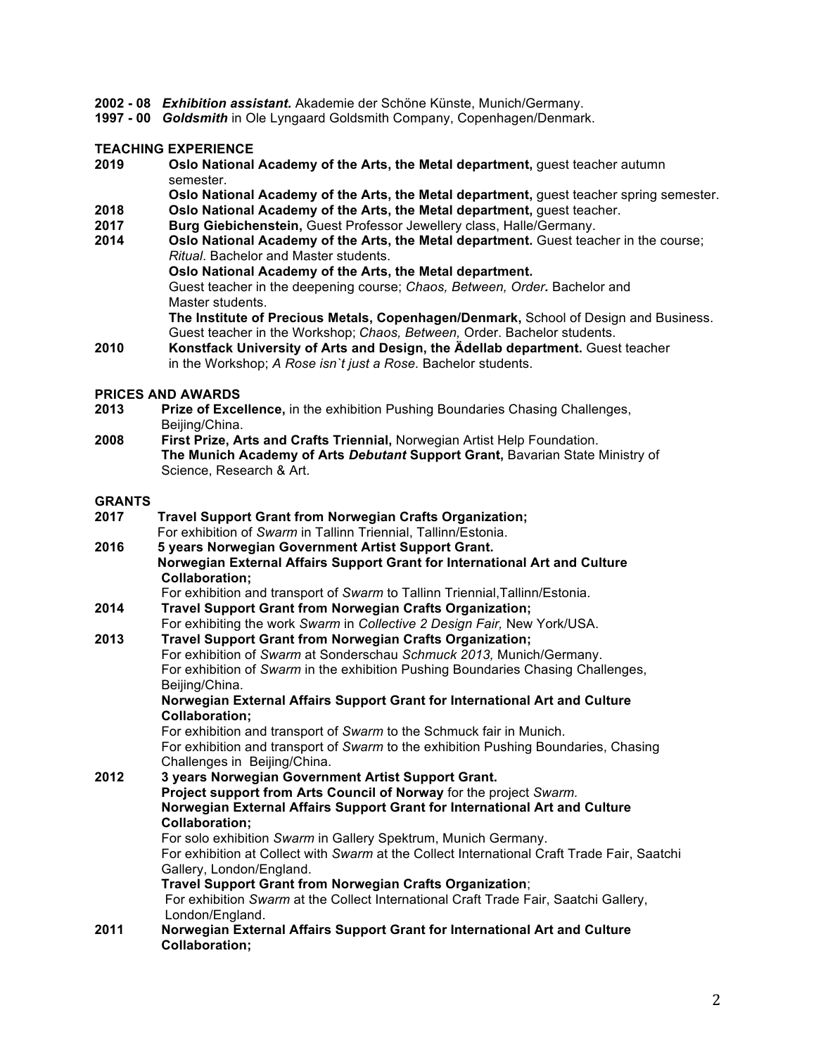**2002 - 08** ***Exhibition assistant.*** Akademie der Schöne Künste, Munich/Germany.
**1997 - 00** ***Goldsmith*** in Ole Lyngaard Goldsmith Company, Copenhagen/Denmark.

## TEACHING EXPERIENCE

**2019** **Oslo National Academy of the Arts, the Metal department,** guest teacher autumn semester.
**Oslo National Academy of the Arts, the Metal department,** guest teacher spring semester.

**2018** **Oslo National Academy of the Arts, the Metal department,** guest teacher.

**2017** **Burg Giebichenstein,** Guest Professor Jewellery class, Halle/Germany.

**2014** **Oslo National Academy of the Arts, the Metal department.** Guest teacher in the course; *Ritual*. Bachelor and Master students.
**Oslo National Academy of the Arts, the Metal department.**
Guest teacher in the deepening course; *Chaos, Between, Order***.** Bachelor and Master students.
**The Institute of Precious Metals, Copenhagen/Denmark,** School of Design and Business. Guest teacher in the Workshop; *Chaos, Between,* Order. Bachelor students.

**2010** **Konstfack University of Arts and Design, the Ädellab department.** Guest teacher in the Workshop; *A Rose isn`t just a Rose.* Bachelor students.

## PRICES AND AWARDS

**2013** **Prize of Excellence,** in the exhibition Pushing Boundaries Chasing Challenges, Beijing/China.

**2008** **First Prize, Arts and Crafts Triennial,** Norwegian Artist Help Foundation.
**The Munich Academy of Arts *Debutant* Support Grant,** Bavarian State Ministry of Science, Research & Art.

## GRANTS

**2017** **Travel Support Grant from Norwegian Crafts Organization;**
For exhibition of *Swarm* in Tallinn Triennial, Tallinn/Estonia.

**2016** **5 years Norwegian Government Artist Support Grant.**
**Norwegian External Affairs Support Grant for International Art and Culture Collaboration;**
For exhibition and transport of *Swarm* to Tallinn Triennial,Tallinn/Estonia.

**2014** **Travel Support Grant from Norwegian Crafts Organization;**
For exhibiting the work *Swarm* in *Collective 2 Design Fair,* New York/USA.

**2013** **Travel Support Grant from Norwegian Crafts Organization;**
For exhibition of *Swarm* at Sonderschau *Schmuck 2013,* Munich/Germany.
For exhibition of *Swarm* in the exhibition Pushing Boundaries Chasing Challenges, Beijing/China.
**Norwegian External Affairs Support Grant for International Art and Culture Collaboration;**
For exhibition and transport of *Swarm* to the Schmuck fair in Munich.
For exhibition and transport of *Swarm* to the exhibition Pushing Boundaries, Chasing Challenges in Beijing/China.

**2012** **3 years Norwegian Government Artist Support Grant.**
**Project support from Arts Council of Norway** for the project *Swarm.*
**Norwegian External Affairs Support Grant for International Art and Culture Collaboration;**
For solo exhibition *Swarm* in Gallery Spektrum, Munich Germany.
For exhibition at Collect with *Swarm* at the Collect International Craft Trade Fair, Saatchi Gallery, London/England.
**Travel Support Grant from Norwegian Crafts Organization**;
For exhibition *Swarm* at the Collect International Craft Trade Fair, Saatchi Gallery, London/England.

**2011** **Norwegian External Affairs Support Grant for International Art and Culture Collaboration;**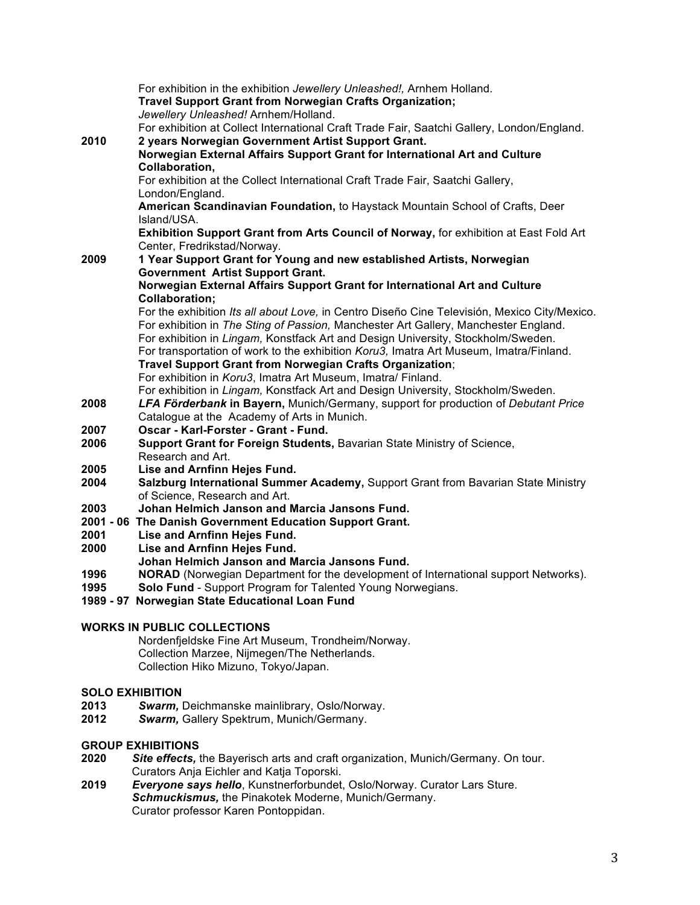For exhibition in the exhibition *Jewellery Unleashed!,* Arnhem Holland.
**Travel Support Grant from Norwegian Crafts Organization;**
*Jewellery Unleashed!* Arnhem/Holland.
For exhibition at Collect International Craft Trade Fair, Saatchi Gallery, London/England.

**2010** **2 years Norwegian Government Artist Support Grant.**
**Norwegian External Affairs Support Grant for International Art and Culture Collaboration,**
For exhibition at the Collect International Craft Trade Fair, Saatchi Gallery, London/England.
**American Scandinavian Foundation,** to Haystack Mountain School of Crafts, Deer Island/USA.
**Exhibition Support Grant from Arts Council of Norway,** for exhibition at East Fold Art Center, Fredrikstad/Norway.

**2009** **1 Year Support Grant for Young and new established Artists, Norwegian Government Artist Support Grant.**
**Norwegian External Affairs Support Grant for International Art and Culture Collaboration;**
For the exhibition *Its all about Love,* in Centro Diseño Cine Televisión, Mexico City/Mexico.
For exhibition in *The Sting of Passion,* Manchester Art Gallery, Manchester England.
For exhibition in *Lingam,* Konstfack Art and Design University, Stockholm/Sweden.
For transportation of work to the exhibition *Koru3,* Imatra Art Museum, Imatra/Finland.
**Travel Support Grant from Norwegian Crafts Organization**;
For exhibition in *Koru3*, Imatra Art Museum, Imatra/ Finland.
For exhibition in *Lingam,* Konstfack Art and Design University, Stockholm/Sweden.

**2008** ***LFA Förderbank* in Bayern,** Munich/Germany, support for production of *Debutant Price* Catalogue at the Academy of Arts in Munich.

**2007** **Oscar - Karl-Forster - Grant - Fund.**

**2006** **Support Grant for Foreign Students,** Bavarian State Ministry of Science, Research and Art.

**2005** **Lise and Arnfinn Hejes Fund.**

**2004** **Salzburg International Summer Academy,** Support Grant from Bavarian State Ministry of Science, Research and Art.

**2003** **Johan Helmich Janson and Marcia Jansons Fund.**

**2001 - 06** **The Danish Government Education Support Grant.**

**2001** **Lise and Arnfinn Hejes Fund.**

**2000** **Lise and Arnfinn Hejes Fund.**
**Johan Helmich Janson and Marcia Jansons Fund.**

**1996** **NORAD** (Norwegian Department for the development of International support Networks).

**1995** **Solo Fund** - Support Program for Talented Young Norwegians.

**1989 - 97** **Norwegian State Educational Loan Fund**

## WORKS IN PUBLIC COLLECTIONS

Nordenfjeldske Fine Art Museum, Trondheim/Norway.
Collection Marzee, Nijmegen/The Netherlands.
Collection Hiko Mizuno, Tokyo/Japan.

## SOLO EXHIBITION

**2013** ***Swarm,*** Deichmanske mainlibrary, Oslo/Norway.

**2012** ***Swarm,*** Gallery Spektrum, Munich/Germany.

## GROUP EXHIBITIONS

**2020** ***Site effects,*** the Bayerisch arts and craft organization, Munich/Germany. On tour. Curators Anja Eichler and Katja Toporski.

**2019** ***Everyone says hello***, Kunstnerforbundet, Oslo/Norway. Curator Lars Sture.
***Schmuckismus,*** the Pinakotek Moderne, Munich/Germany.
Curator professor Karen Pontoppidan.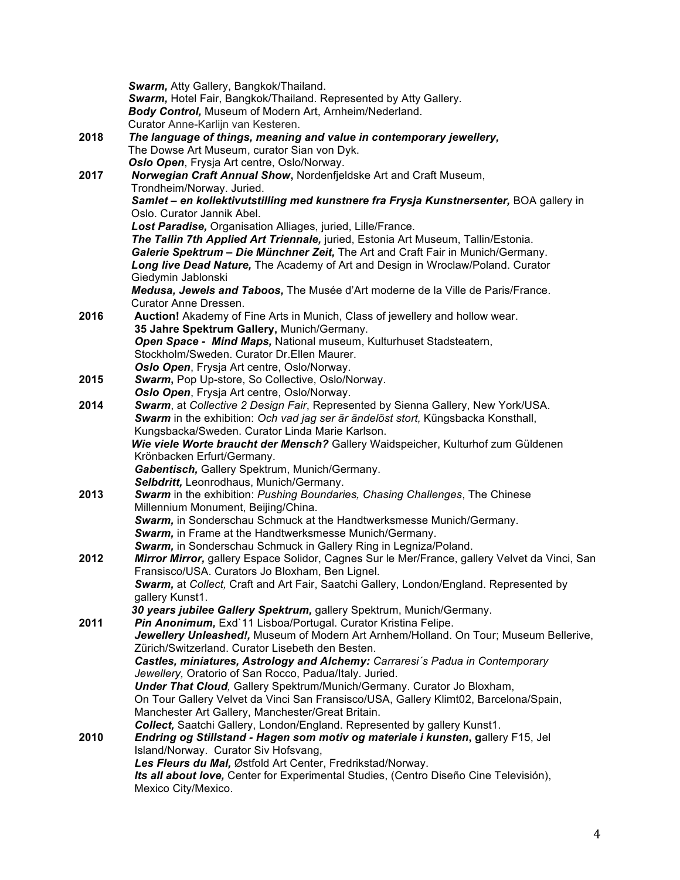***Swarm,*** Atty Gallery, Bangkok/Thailand.
***Swarm,*** Hotel Fair, Bangkok/Thailand. Represented by Atty Gallery.
***Body Control,*** Museum of Modern Art, Arnheim/Nederland.
Curator Anne-Karlijn van Kesteren.

**2018** ***The language of things, meaning and value in contemporary jewellery,***
The Dowse Art Museum, curator Sian von Dyk.
***Oslo Open***, Frysja Art centre, Oslo/Norway.

**2017** ***Norwegian Craft Annual Show*****,** Nordenfjeldske Art and Craft Museum, Trondheim/Norway. Juried.
***Samlet – en kollektivutstilling med kunstnere fra Frysja Kunstnersenter,*** BOA gallery in Oslo. Curator Jannik Abel.
***Lost Paradise,*** Organisation Alliages, juried, Lille/France.
***The Tallin 7th Applied Art Triennale,*** juried, Estonia Art Museum, Tallin/Estonia.
***Galerie Spektrum – Die Münchner Zeit,*** The Art and Craft Fair in Munich/Germany.
***Long live Dead Nature,*** The Academy of Art and Design in Wroclaw/Poland. Curator Giedymin Jablonski
***Medusa, Jewels and Taboos,*** The Musée d'Art moderne de la Ville de Paris/France. Curator Anne Dressen.

**2016** **Auction!** Akademy of Fine Arts in Munich, Class of jewellery and hollow wear.
**35 Jahre Spektrum Gallery,** Munich/Germany.
***Open Space - Mind Maps,*** National museum, Kulturhuset Stadsteatern, Stockholm/Sweden. Curator Dr.Ellen Maurer.
***Oslo Open***, Frysja Art centre, Oslo/Norway.

**2015** ***Swarm*****,** Pop Up-store, So Collective, Oslo/Norway.
***Oslo Open***, Frysja Art centre, Oslo/Norway.

**2014** ***Swarm***, at *Collective 2 Design Fair*, Represented by Sienna Gallery, New York/USA.
***Swarm*** in the exhibition: *Och vad jag ser är ändelöst stort,* Küngsbacka Konsthall, Kungsbacka/Sweden. Curator Linda Marie Karlson.
***Wie viele Worte braucht der Mensch?*** Gallery Waidspeicher, Kulturhof zum Güldenen Krönbacken Erfurt/Germany.
***Gabentisch,*** Gallery Spektrum, Munich/Germany.
***Selbdritt,*** Leonrodhaus, Munich/Germany.

**2013** ***Swarm*** in the exhibition: *Pushing Boundaries, Chasing Challenges*, The Chinese Millennium Monument, Beijing/China.
***Swarm,*** in Sonderschau Schmuck at the Handtwerksmesse Munich/Germany.
***Swarm,*** in Frame at the Handtwerksmesse Munich/Germany.
***Swarm,*** in Sonderschau Schmuck in Gallery Ring in Legniza/Poland.

**2012** ***Mirror Mirror,*** gallery Espace Solidor, Cagnes Sur le Mer/France, gallery Velvet da Vinci, San Fransisco/USA. Curators Jo Bloxham, Ben Lignel.
***Swarm,*** at *Collect,* Craft and Art Fair, Saatchi Gallery, London/England. Represented by gallery Kunst1.
***30 years jubilee Gallery Spektrum,*** gallery Spektrum, Munich/Germany.

**2011** ***Pin Anonimum,*** Exd`11 Lisboa/Portugal. Curator Kristina Felipe.
***Jewellery Unleashed!,*** Museum of Modern Art Arnhem/Holland. On Tour; Museum Bellerive, Zürich/Switzerland. Curator Lisebeth den Besten.
***Castles, miniatures, Astrology and Alchemy:*** *Carraresi´s Padua in Contemporary Jewellery,* Oratorio of San Rocco, Padua/Italy. Juried.
***Under That Cloud,*** Gallery Spektrum/Munich/Germany. Curator Jo Bloxham, On Tour Gallery Velvet da Vinci San Fransisco/USA, Gallery Klimt02, Barcelona/Spain, Manchester Art Gallery, Manchester/Great Britain.
***Collect,*** Saatchi Gallery, London/England. Represented by gallery Kunst1.

**2010** ***Endring og Stillstand - Hagen som motiv og materiale i kunsten*****, g**allery F15, Jel Island/Norway. Curator Siv Hofsvang,
***Les Fleurs du Mal,*** Østfold Art Center, Fredrikstad/Norway.
***Its all about love,*** Center for Experimental Studies, (Centro Diseño Cine Televisión), Mexico City/Mexico.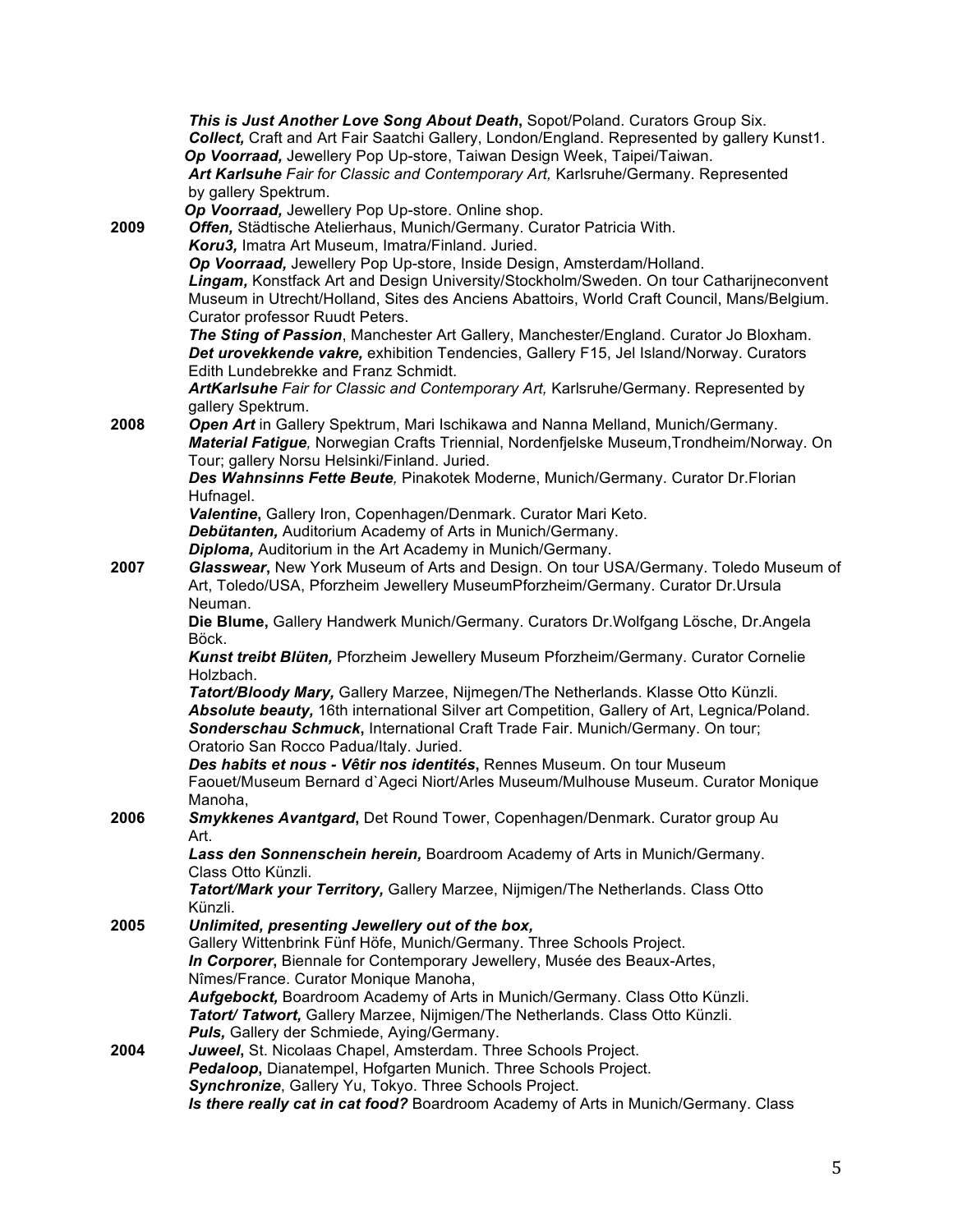***This is Just Another Love Song About Death***, Sopot/Poland. Curators Group Six.
***Collect,*** Craft and Art Fair Saatchi Gallery, London/England. Represented by gallery Kunst1.
***Op Voorraad,*** Jewellery Pop Up-store, Taiwan Design Week, Taipei/Taiwan.
***Art Karlsuhe*** *Fair for Classic and Contemporary Art,* Karlsruhe/Germany. Represented by gallery Spektrum.
***Op Voorraad,*** Jewellery Pop Up-store. Online shop.

**2009**
***Offen,*** Städtische Atelierhaus, Munich/Germany. Curator Patricia With.
***Koru3,*** Imatra Art Museum, Imatra/Finland. Juried.
***Op Voorraad,*** Jewellery Pop Up-store, Inside Design, Amsterdam/Holland.
***Lingam,*** Konstfack Art and Design University/Stockholm/Sweden. On tour Catharijneconvent Museum in Utrecht/Holland, Sites des Anciens Abattoirs, World Craft Council, Mans/Belgium. Curator professor Ruudt Peters.
***The Sting of Passion***, Manchester Art Gallery, Manchester/England. Curator Jo Bloxham.
***Det urovekkende vakre,*** exhibition Tendencies, Gallery F15, Jel Island/Norway. Curators Edith Lundebrekke and Franz Schmidt.
***ArtKarlsuhe*** *Fair for Classic and Contemporary Art,* Karlsruhe/Germany. Represented by gallery Spektrum.

**2008**
***Open Art*** in Gallery Spektrum, Mari Ischikawa and Nanna Melland, Munich/Germany.
***Material Fatigue****,* Norwegian Crafts Triennial, Nordenfjelske Museum,Trondheim/Norway. On Tour; gallery Norsu Helsinki/Finland. Juried.
***Des Wahnsinns Fette Beute****,* Pinakotek Moderne, Munich/Germany. Curator Dr.Florian Hufnagel.
***Valentine***, Gallery Iron, Copenhagen/Denmark. Curator Mari Keto.
***Debütanten,*** Auditorium Academy of Arts in Munich/Germany.
***Diploma,*** Auditorium in the Art Academy in Munich/Germany.

**2007**
***Glasswear***, New York Museum of Arts and Design. On tour USA/Germany. Toledo Museum of Art, Toledo/USA, Pforzheim Jewellery MuseumPforzheim/Germany. Curator Dr.Ursula Neuman.
**Die Blume,** Gallery Handwerk Munich/Germany. Curators Dr.Wolfgang Lösche, Dr.Angela Böck.
***Kunst treibt Blüten,*** Pforzheim Jewellery Museum Pforzheim/Germany. Curator Cornelie Holzbach.
***Tatort/Bloody Mary,*** Gallery Marzee, Nijmegen/The Netherlands. Klasse Otto Künzli.
***Absolute beauty,*** 16th international Silver art Competition, Gallery of Art, Legnica/Poland.
***Sonderschau Schmuck***, International Craft Trade Fair. Munich/Germany. On tour; Oratorio San Rocco Padua/Italy. Juried.
***Des habits et nous - Vêtir nos identités***, Rennes Museum. On tour Museum Faouet/Museum Bernard d`Ageci Niort/Arles Museum/Mulhouse Museum. Curator Monique Manoha,

**2006**
***Smykkenes Avantgard***, Det Round Tower, Copenhagen/Denmark. Curator group Au Art.
***Lass den Sonnenschein herein,*** Boardroom Academy of Arts in Munich/Germany. Class Otto Künzli.
***Tatort/Mark your Territory,*** Gallery Marzee, Nijmigen/The Netherlands. Class Otto Künzli.

**2005**
***Unlimited, presenting Jewellery out of the box,*** Gallery Wittenbrink Fünf Höfe, Munich/Germany. Three Schools Project.
***In Corporer***, Biennale for Contemporary Jewellery, Musée des Beaux-Artes, Nîmes/France. Curator Monique Manoha,
***Aufgebockt,*** Boardroom Academy of Arts in Munich/Germany. Class Otto Künzli.
***Tatort/ Tatwort,*** Gallery Marzee, Nijmegen/The Netherlands. Class Otto Künzli.
***Puls,*** Gallery der Schmiede, Aying/Germany.

**2004**
***Juweel,*** St. Nicolaas Chapel, Amsterdam. Three Schools Project.
***Pedaloop***, Dianatempel, Hofgarten Munich. Three Schools Project.
***Synchronize***, Gallery Yu, Tokyo. Three Schools Project.
***Is there really cat in cat food?*** Boardroom Academy of Arts in Munich/Germany. Class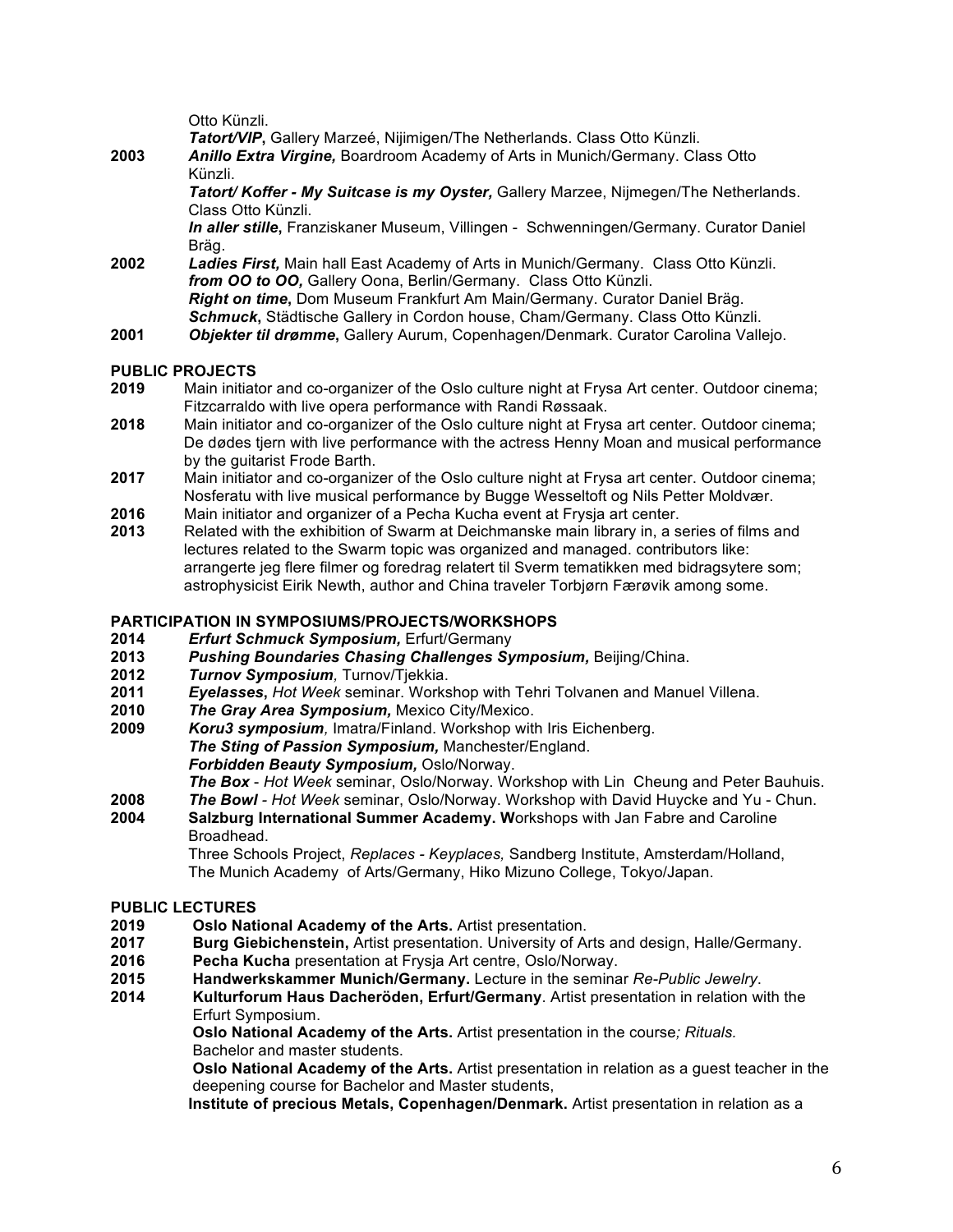Otto Künzli.

*Tatort/VIP***,** Gallery Marzeé, Nijimigen/The Netherlands. Class Otto Künzli.

**2003** ***Anillo Extra Virgine,*** Boardroom Academy of Arts in Munich/Germany. Class Otto Künzli.

***Tatort/ Koffer - My Suitcase is my Oyster,*** Gallery Marzee, Nijmegen/The Netherlands. Class Otto Künzli.

***In aller stille*****,** Franziskaner Museum, Villingen - Schwenningen/Germany. Curator Daniel Bräg.

**2002** ***Ladies First,*** Main hall East Academy of Arts in Munich/Germany. Class Otto Künzli.

***from OO to OO,*** Gallery Oona, Berlin/Germany. Class Otto Künzli.

***Right on time*****,** Dom Museum Frankfurt Am Main/Germany. Curator Daniel Bräg.

***Schmuck*****,** Städtische Gallery in Cordon house, Cham/Germany. Class Otto Künzli.

**2001** ***Objekter til drømme*****,** Gallery Aurum, Copenhagen/Denmark. Curator Carolina Vallejo.

## PUBLIC PROJECTS

**2019** Main initiator and co-organizer of the Oslo culture night at Frysa Art center. Outdoor cinema; Fitzcarraldo with live opera performance with Randi Røssaak.

**2018** Main initiator and co-organizer of the Oslo culture night at Frysa art center. Outdoor cinema; De dødes tjern with live performance with the actress Henny Moan and musical performance by the guitarist Frode Barth.

**2017** Main initiator and co-organizer of the Oslo culture night at Frysa art center. Outdoor cinema; Nosferatu with live musical performance by Bugge Wesseltoft og Nils Petter Moldvær.

**2016** Main initiator and organizer of a Pecha Kucha event at Frysja art center.

**2013** Related with the exhibition of Swarm at Deichmanske main library in, a series of films and lectures related to the Swarm topic was organized and managed. contributors like: arrangerte jeg flere filmer og foredrag relatert til Sverm tematikken med bidragsytere som; astrophysicist Eirik Newth, author and China traveler Torbjørn Færøvik among some.

## PARTICIPATION IN SYMPOSIUMS/PROJECTS/WORKSHOPS

**2014** ***Erfurt Schmuck Symposium,*** Erfurt/Germany

**2013** ***Pushing Boundaries Chasing Challenges Symposium,*** Beijing/China.

**2012** ***Turnov Symposium****,* Turnov/Tjekkia.

**2011** ***Eyelasses*****,** *Hot Week* seminar. Workshop with Tehri Tolvanen and Manuel Villena.

**2010** ***The Gray Area Symposium,*** Mexico City/Mexico.

**2009** ***Koru3 symposium****,* Imatra/Finland. Workshop with Iris Eichenberg.

***The Sting of Passion Symposium,*** Manchester/England.

***Forbidden Beauty Symposium,*** Oslo/Norway.

***The Box*** - *Hot Week* seminar, Oslo/Norway. Workshop with Lin Cheung and Peter Bauhuis.

**2008** ***The Bowl*** - *Hot Week* seminar, Oslo/Norway. Workshop with David Huycke and Yu - Chun.

**2004** **Salzburg International Summer Academy. W**orkshops with Jan Fabre and Caroline Broadhead.

Three Schools Project, *Replaces - Keyplaces,* Sandberg Institute, Amsterdam/Holland, The Munich Academy of Arts/Germany, Hiko Mizuno College, Tokyo/Japan.

## PUBLIC LECTURES

**2019** **Oslo National Academy of the Arts.** Artist presentation.

**2017** **Burg Giebichenstein,** Artist presentation. University of Arts and design, Halle/Germany.

**2016** **Pecha Kucha** presentation at Frysja Art centre, Oslo/Norway.

**2015** **Handwerkskammer Munich/Germany.** Lecture in the seminar *Re-Public Jewelry*.

**2014** **Kulturforum Haus Dacheröden, Erfurt/Germany**. Artist presentation in relation with the Erfurt Symposium.

**Oslo National Academy of the Arts.** Artist presentation in the course*; Rituals.* Bachelor and master students.

**Oslo National Academy of the Arts.** Artist presentation in relation as a guest teacher in the deepening course for Bachelor and Master students,

**Institute of precious Metals, Copenhagen/Denmark.** Artist presentation in relation as a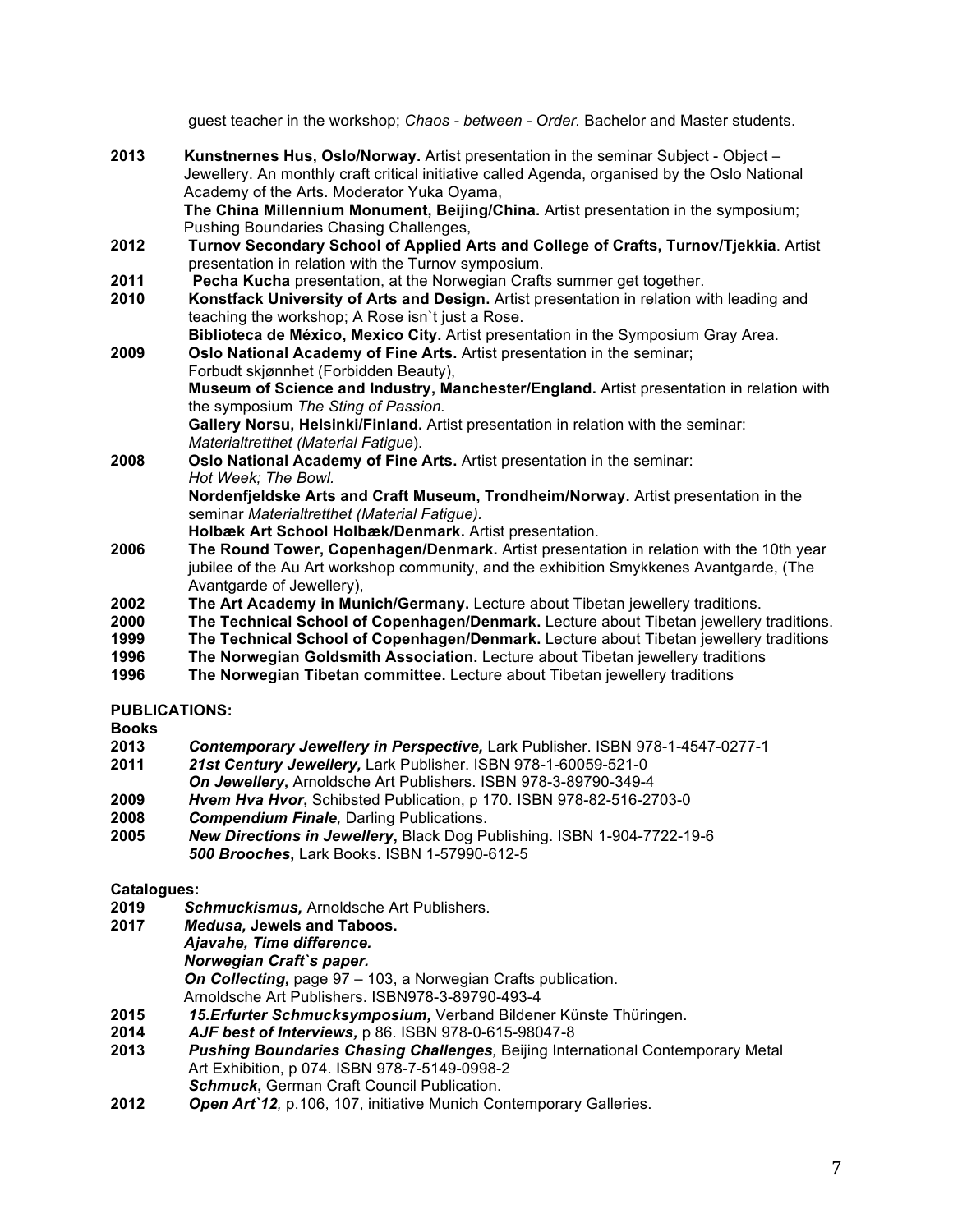guest teacher in the workshop; *Chaos - between - Order.* Bachelor and Master students.

**2013** **Kunstnernes Hus, Oslo/Norway.** Artist presentation in the seminar Subject - Object – Jewellery. An monthly craft critical initiative called Agenda, organised by the Oslo National Academy of the Arts. Moderator Yuka Oyama,
**The China Millennium Monument, Beijing/China.** Artist presentation in the symposium; Pushing Boundaries Chasing Challenges,

**2012** **Turnov Secondary School of Applied Arts and College of Crafts, Turnov/Tjekkia**. Artist presentation in relation with the Turnov symposium.

**2011** **Pecha Kucha** presentation, at the Norwegian Crafts summer get together.

**2010** **Konstfack University of Arts and Design.** Artist presentation in relation with leading and teaching the workshop; A Rose isn`t just a Rose.
**Biblioteca de México, Mexico City.** Artist presentation in the Symposium Gray Area.

**2009** **Oslo National Academy of Fine Arts.** Artist presentation in the seminar; Forbudt skjønnhet (Forbidden Beauty),
**Museum of Science and Industry, Manchester/England.** Artist presentation in relation with the symposium *The Sting of Passion.*
**Gallery Norsu, Helsinki/Finland.** Artist presentation in relation with the seminar: *Materialtretthet (Material Fatigue*).

**2008** **Oslo National Academy of Fine Arts.** Artist presentation in the seminar: *Hot Week; The Bowl.*
**Nordenfjeldske Arts and Craft Museum, Trondheim/Norway.** Artist presentation in the seminar *Materialtretthet (Material Fatigue).*
**Holbæk Art School Holbæk/Denmark.** Artist presentation.

**2006** **The Round Tower, Copenhagen/Denmark.** Artist presentation in relation with the 10th year jubilee of the Au Art workshop community, and the exhibition Smykkenes Avantgarde, (The Avantgarde of Jewellery),

**2002** **The Art Academy in Munich/Germany.** Lecture about Tibetan jewellery traditions.

**2000** **The Technical School of Copenhagen/Denmark.** Lecture about Tibetan jewellery traditions.

**1999** **The Technical School of Copenhagen/Denmark.** Lecture about Tibetan jewellery traditions

**1996** **The Norwegian Goldsmith Association.** Lecture about Tibetan jewellery traditions

**1996** **The Norwegian Tibetan committee.** Lecture about Tibetan jewellery traditions

**PUBLICATIONS:**

**Books**

**2013** ***Contemporary Jewellery in Perspective,*** Lark Publisher. ISBN 978-1-4547-0277-1

**2011** ***21st Century Jewellery,*** Lark Publisher. ISBN 978-1-60059-521-0
***On Jewellery***, Arnoldsche Art Publishers. ISBN 978-3-89790-349-4

**2009** ***Hvem Hva Hvor***, Schibsted Publication, p 170. ISBN 978-82-516-2703-0

**2008** ***Compendium Finale,*** Darling Publications.

**2005** ***New Directions in Jewellery***, Black Dog Publishing. ISBN 1-904-7722-19-6
***500 Brooches***, Lark Books. ISBN 1-57990-612-5

**Catalogues:**

**2019** ***Schmuckismus,*** Arnoldsche Art Publishers.

**2017** ***Medusa,* Jewels and Taboos.**
***Ajavahe, Time difference.***
***Norwegian Craft`s paper.***
***On Collecting,*** page 97 – 103, a Norwegian Crafts publication.
Arnoldsche Art Publishers. ISBN978-3-89790-493-4

**2015** ***15.Erfurter Schmucksymposium,*** Verband Bildener Künste Thüringen.

**2014** ***AJF best of Interviews,*** p 86. ISBN 978-0-615-98047-8

**2013** ***Pushing Boundaries Chasing Challenges,*** Beijing International Contemporary Metal Art Exhibition, p 074. ISBN 978-7-5149-0998-2
***Schmuck***, German Craft Council Publication.

**2012** ***Open Art`12,*** p.106, 107, initiative Munich Contemporary Galleries.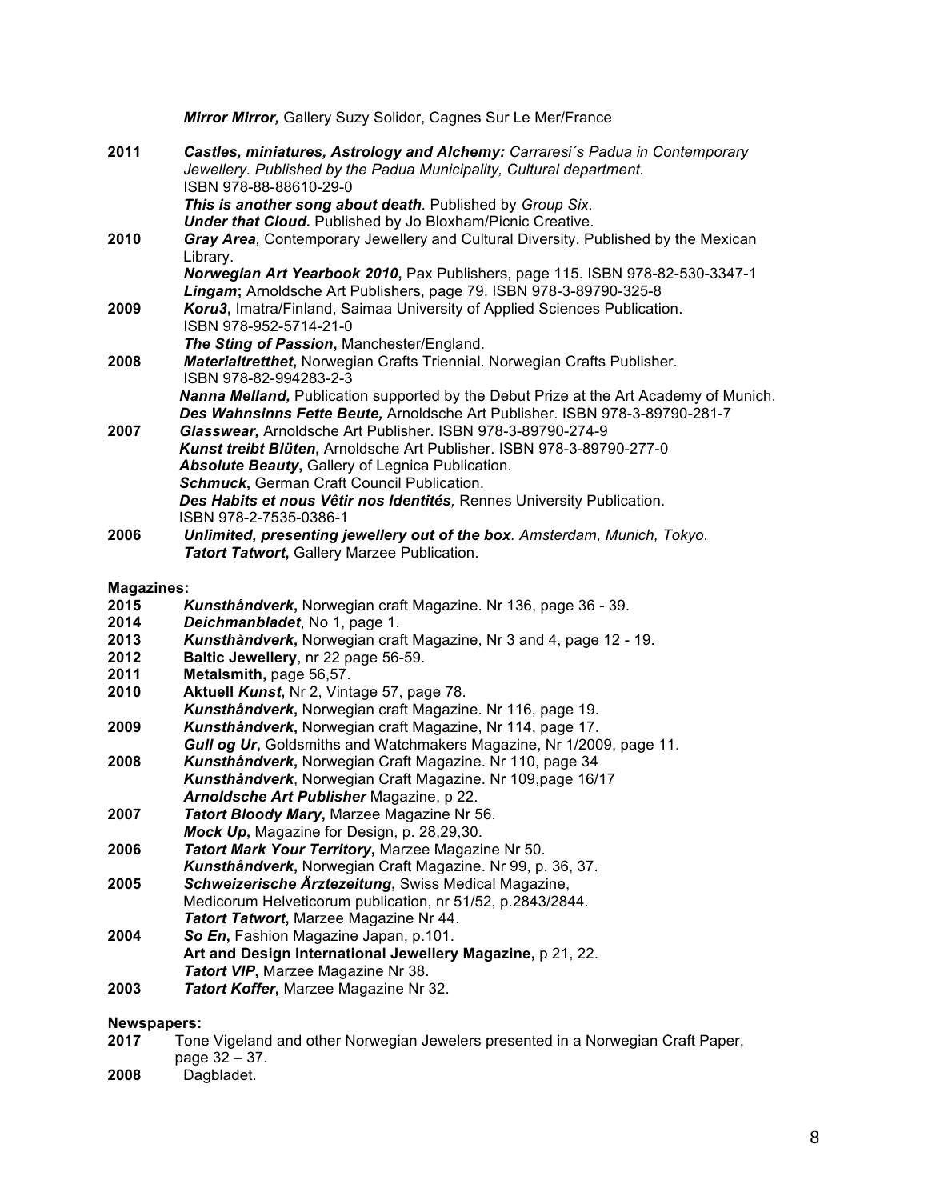***Mirror Mirror,*** Gallery Suzy Solidor, Cagnes Sur Le Mer/France

**2011** ***Castles, miniatures, Astrology and Alchemy:*** *Carraresi´s Padua in Contemporary Jewellery. Published by the Padua Municipality, Cultural department.* ISBN 978-88-88610-29-0
***This is another song about death****.* Published by *Group Six*.
***Under that Cloud.*** Published by Jo Bloxham/Picnic Creative.

**2010** ***Gray Area****,* Contemporary Jewellery and Cultural Diversity. Published by the Mexican Library.
***Norwegian Art Yearbook 2010*****,** Pax Publishers, page 115. ISBN 978-82-530-3347-1
***Lingam*****;** Arnoldsche Art Publishers, page 79. ISBN 978-3-89790-325-8

**2009** ***Koru3*****,** Imatra/Finland, Saimaa University of Applied Sciences Publication. ISBN 978-952-5714-21-0
***The Sting of Passion*****,** Manchester/England.

**2008** ***Materialtretthet*****,** Norwegian Crafts Triennial. Norwegian Crafts Publisher. ISBN 978-82-994283-2-3
***Nanna Melland,*** Publication supported by the Debut Prize at the Art Academy of Munich.
***Des Wahnsinns Fette Beute,*** Arnoldsche Art Publisher. ISBN 978-3-89790-281-7

**2007** ***Glasswear,*** Arnoldsche Art Publisher. ISBN 978-3-89790-274-9
***Kunst treibt Blüten*****,** Arnoldsche Art Publisher. ISBN 978-3-89790-277-0
***Absolute Beauty*****,** Gallery of Legnica Publication.
***Schmuck*****,** German Craft Council Publication.
***Des Habits et nous Vêtir nos Identités****,* Rennes University Publication. ISBN 978-2-7535-0386-1

**2006** ***Unlimited, presenting jewellery out of the box****. Amsterdam, Munich, Tokyo*.
***Tatort Tatwort*****,** Gallery Marzee Publication.

**Magazines:**

**2015** ***Kunsthåndverk*****,** Norwegian craft Magazine. Nr 136, page 36 - 39.

**2014** ***Deichmanbladet***, No 1, page 1.

**2013** ***Kunsthåndverk*****,** Norwegian craft Magazine, Nr 3 and 4, page 12 - 19.

**2012** **Baltic Jewellery**, nr 22 page 56-59.

**2011** **Metalsmith,** page 56,57.

**2010** **Aktuell *Kunst*,** Nr 2, Vintage 57, page 78.
***Kunsthåndverk*****,** Norwegian craft Magazine. Nr 116, page 19.

**2009** ***Kunsthåndverk*****,** Norwegian craft Magazine, Nr 114, page 17.
***Gull og Ur*****,** Goldsmiths and Watchmakers Magazine, Nr 1/2009, page 11.

**2008** ***Kunsthåndverk*****,** Norwegian Craft Magazine. Nr 110, page 34
***Kunsthåndverk***, Norwegian Craft Magazine. Nr 109,page 16/17
***Arnoldsche Art Publisher*** Magazine, p 22.

**2007** ***Tatort Bloody Mary*****,** Marzee Magazine Nr 56.
***Mock Up*****,** Magazine for Design, p. 28,29,30.

**2006** ***Tatort Mark Your Territory*****,** Marzee Magazine Nr 50.
***Kunsthåndverk*****,** Norwegian Craft Magazine. Nr 99, p. 36, 37.

**2005** ***Schweizerische Ärztezeitung*****,** Swiss Medical Magazine, Medicorum Helveticorum publication, nr 51/52, p.2843/2844.
***Tatort Tatwort*****,** Marzee Magazine Nr 44.

**2004** ***So En*****,** Fashion Magazine Japan, p.101.
**Art and Design International Jewellery Magazine,** p 21, 22.
***Tatort VIP*****,** Marzee Magazine Nr 38.

**2003** ***Tatort Koffer*****,** Marzee Magazine Nr 32.

**Newspapers:**

**2017** Tone Vigeland and other Norwegian Jewelers presented in a Norwegian Craft Paper, page 32 – 37.

**2008** Dagbladet.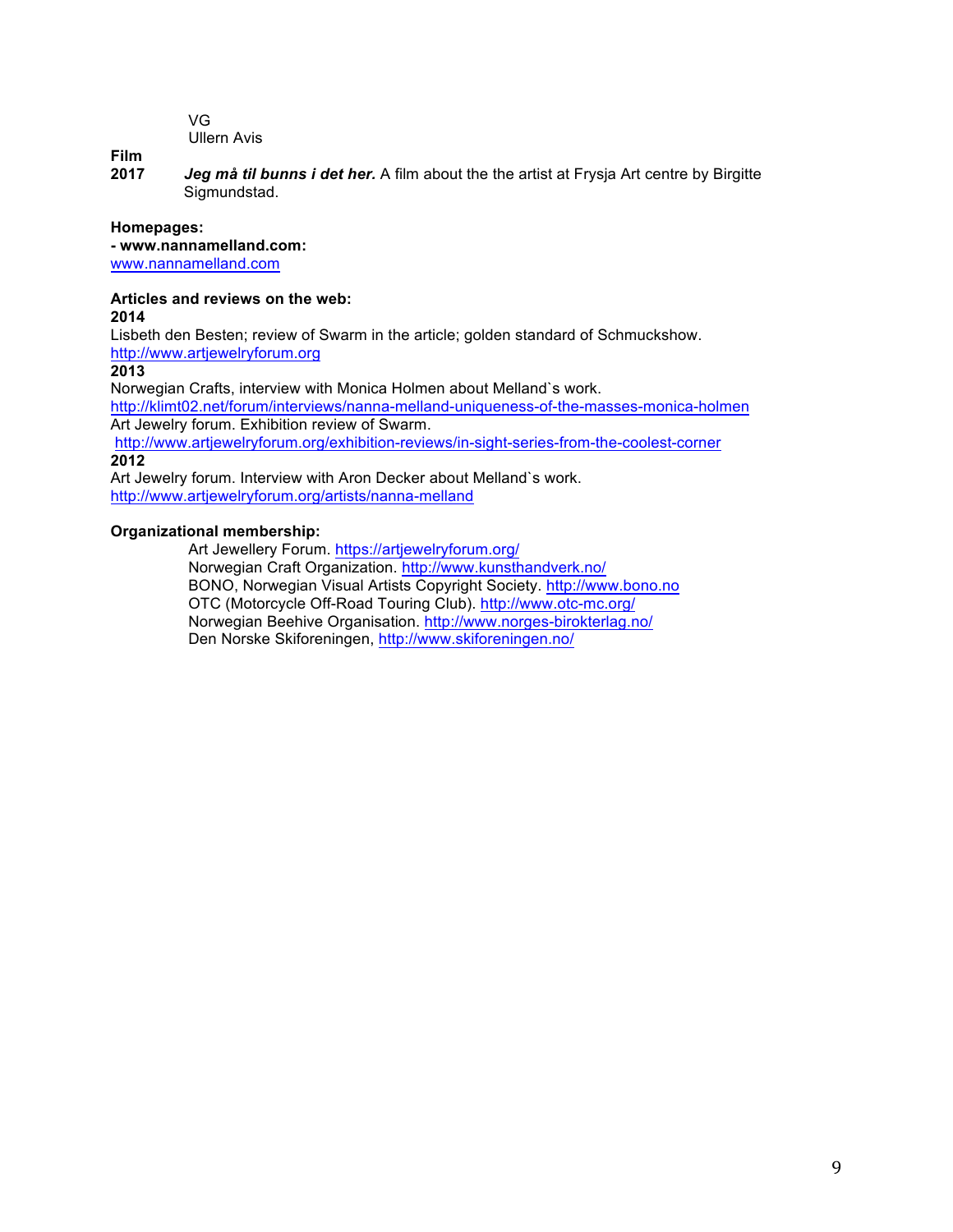VG
Ullern Avis

**Film**

**2017** ***Jeg må til bunns i det her.*** A film about the the artist at Frysja Art centre by Birgitte Sigmundstad.

**Homepages:**

**- www.nannamelland.com:**
www.nannamelland.com

**Articles and reviews on the web:**

**2014**

Lisbeth den Besten; review of Swarm in the article; golden standard of Schmuckshow.
http://www.artjewelryforum.org

**2013**

Norwegian Crafts, interview with Monica Holmen about Melland`s work.
http://klimt02.net/forum/interviews/nanna-melland-uniqueness-of-the-masses-monica-holmen
Art Jewelry forum. Exhibition review of Swarm.
http://www.artjewelryforum.org/exhibition-reviews/in-sight-series-from-the-coolest-corner

**2012**

Art Jewelry forum. Interview with Aron Decker about Melland`s work.
http://www.artjewelryforum.org/artists/nanna-melland

**Organizational membership:**

Art Jewellery Forum. https://artjewelryforum.org/
Norwegian Craft Organization. http://www.kunsthandverk.no/
BONO, Norwegian Visual Artists Copyright Society. http://www.bono.no
OTC (Motorcycle Off-Road Touring Club). http://www.otc-mc.org/
Norwegian Beehive Organisation. http://www.norges-birokterlag.no/
Den Norske Skiforeningen, http://www.skiforeningen.no/